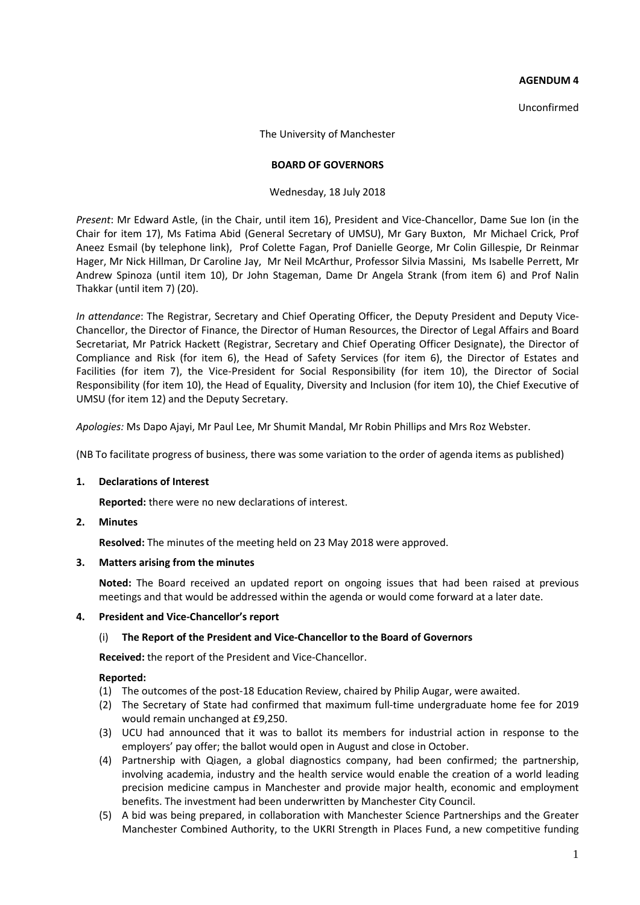**AGENDUM 4**

Unconfirmed

The University of Manchester

**BOARD OF GOVERNORS**

Wednesday, 18 July 2018

*Present*: Mr Edward Astle, (in the Chair, until item 16), President and Vice-Chancellor, Dame Sue Ion (in the Chair for item 17), Ms Fatima Abid (General Secretary of UMSU), Mr Gary Buxton, Mr Michael Crick, Prof Aneez Esmail (by telephone link), Prof Colette Fagan, Prof Danielle George, Mr Colin Gillespie, Dr Reinmar Hager, Mr Nick Hillman, Dr Caroline Jay, Mr Neil McArthur, Professor Silvia Massini, Ms Isabelle Perrett, Mr Andrew Spinoza (until item 10), Dr John Stageman, Dame Dr Angela Strank (from item 6) and Prof Nalin Thakkar (until item 7) (20).

*In attendance*: The Registrar, Secretary and Chief Operating Officer, the Deputy President and Deputy Vice-Chancellor, the Director of Finance, the Director of Human Resources, the Director of Legal Affairs and Board Secretariat, Mr Patrick Hackett (Registrar, Secretary and Chief Operating Officer Designate), the Director of Compliance and Risk (for item 6), the Head of Safety Services (for item 6), the Director of Estates and Facilities (for item 7), the Vice-President for Social Responsibility (for item 10), the Director of Social Responsibility (for item 10), the Head of Equality, Diversity and Inclusion (for item 10), the Chief Executive of UMSU (for item 12) and the Deputy Secretary.

*Apologies:* Ms Dapo Ajayi, Mr Paul Lee, Mr Shumit Mandal, Mr Robin Phillips and Mrs Roz Webster.

(NB To facilitate progress of business, there was some variation to the order of agenda items as published)

**1. Declarations of Interest**

**Reported:** there were no new declarations of interest.

**2. Minutes**

**Resolved:** The minutes of the meeting held on 23 May 2018 were approved.

**3. Matters arising from the minutes**

**Noted:** The Board received an updated report on ongoing issues that had been raised at previous meetings and that would be addressed within the agenda or would come forward at a later date.

**4. President and Vice-Chancellor's report**

(i) **The Report of the President and Vice-Chancellor to the Board of Governors**

**Received:** the report of the President and Vice-Chancellor.

**Reported:**

(1) The outcomes of the post-18 Education Review, chaired by Philip Augar, were awaited.

(2) The Secretary of State had confirmed that maximum full-time undergraduate home fee for 2019 would remain unchanged at £9,250.

(3) UCU had announced that it was to ballot its members for industrial action in response to the employers' pay offer; the ballot would open in August and close in October.

(4) Partnership with Qiagen, a global diagnostics company, had been confirmed; the partnership, involving academia, industry and the health service would enable the creation of a world leading precision medicine campus in Manchester and provide major health, economic and employment benefits. The investment had been underwritten by Manchester City Council.

(5) A bid was being prepared, in collaboration with Manchester Science Partnerships and the Greater Manchester Combined Authority, to the UKRI Strength in Places Fund, a new competitive funding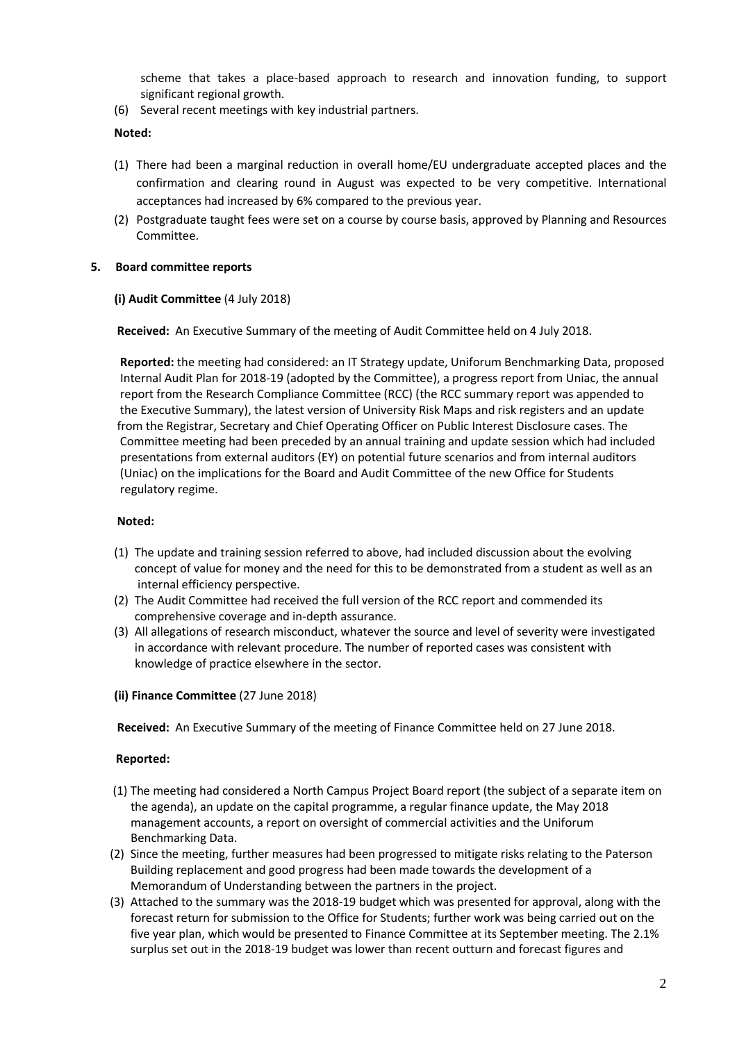scheme that takes a place-based approach to research and innovation funding, to support significant regional growth.

(6) Several recent meetings with key industrial partners.

**Noted:**

(1) There had been a marginal reduction in overall home/EU undergraduate accepted places and the confirmation and clearing round in August was expected to be very competitive. International acceptances had increased by 6% compared to the previous year.

(2) Postgraduate taught fees were set on a course by course basis, approved by Planning and Resources Committee.

**5. Board committee reports**

**(i) Audit Committee** (4 July 2018)

**Received:** An Executive Summary of the meeting of Audit Committee held on 4 July 2018.

**Reported:** the meeting had considered: an IT Strategy update, Uniforum Benchmarking Data, proposed Internal Audit Plan for 2018-19 (adopted by the Committee), a progress report from Uniac, the annual report from the Research Compliance Committee (RCC) (the RCC summary report was appended to the Executive Summary), the latest version of University Risk Maps and risk registers and an update from the Registrar, Secretary and Chief Operating Officer on Public Interest Disclosure cases. The Committee meeting had been preceded by an annual training and update session which had included presentations from external auditors (EY) on potential future scenarios and from internal auditors (Uniac) on the implications for the Board and Audit Committee of the new Office for Students regulatory regime.

**Noted:**

(1) The update and training session referred to above, had included discussion about the evolving concept of value for money and the need for this to be demonstrated from a student as well as an internal efficiency perspective.

(2) The Audit Committee had received the full version of the RCC report and commended its comprehensive coverage and in-depth assurance.

(3) All allegations of research misconduct, whatever the source and level of severity were investigated in accordance with relevant procedure. The number of reported cases was consistent with knowledge of practice elsewhere in the sector.

**(ii) Finance Committee** (27 June 2018)

**Received:** An Executive Summary of the meeting of Finance Committee held on 27 June 2018.

**Reported:**

(1) The meeting had considered a North Campus Project Board report (the subject of a separate item on the agenda), an update on the capital programme, a regular finance update, the May 2018 management accounts, a report on oversight of commercial activities and the Uniforum Benchmarking Data.

(2) Since the meeting, further measures had been progressed to mitigate risks relating to the Paterson Building replacement and good progress had been made towards the development of a Memorandum of Understanding between the partners in the project.

(3) Attached to the summary was the 2018-19 budget which was presented for approval, along with the forecast return for submission to the Office for Students; further work was being carried out on the five year plan, which would be presented to Finance Committee at its September meeting. The 2.1% surplus set out in the 2018-19 budget was lower than recent outturn and forecast figures and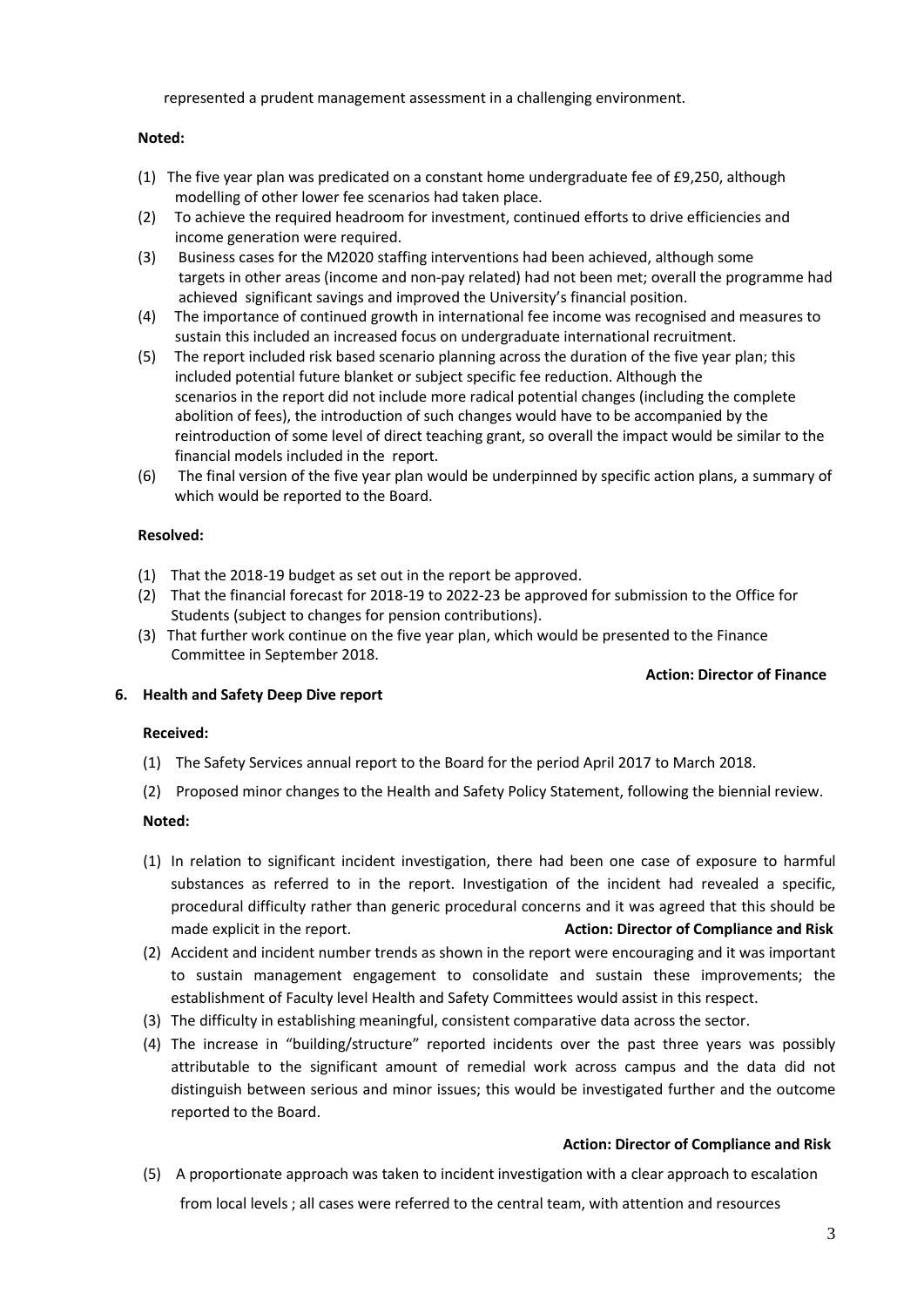represented a prudent management assessment in a challenging environment.

**Noted:**

(1) The five year plan was predicated on a constant home undergraduate fee of £9,250, although modelling of other lower fee scenarios had taken place.

(2) To achieve the required headroom for investment, continued efforts to drive efficiencies and income generation were required.

(3) Business cases for the M2020 staffing interventions had been achieved, although some targets in other areas (income and non-pay related) had not been met; overall the programme had achieved significant savings and improved the University's financial position.

(4) The importance of continued growth in international fee income was recognised and measures to sustain this included an increased focus on undergraduate international recruitment.

(5) The report included risk based scenario planning across the duration of the five year plan; this included potential future blanket or subject specific fee reduction. Although the scenarios in the report did not include more radical potential changes (including the complete abolition of fees), the introduction of such changes would have to be accompanied by the reintroduction of some level of direct teaching grant, so overall the impact would be similar to the financial models included in the report.

(6) The final version of the five year plan would be underpinned by specific action plans, a summary of which would be reported to the Board.

**Resolved:**

(1) That the 2018-19 budget as set out in the report be approved.

(2) That the financial forecast for 2018-19 to 2022-23 be approved for submission to the Office for Students (subject to changes for pension contributions).

(3) That further work continue on the five year plan, which would be presented to the Finance Committee in September 2018.

**Action: Director of Finance**

**6. Health and Safety Deep Dive report**

**Received:**

(1) The Safety Services annual report to the Board for the period April 2017 to March 2018.

(2) Proposed minor changes to the Health and Safety Policy Statement, following the biennial review.

**Noted:**

(1) In relation to significant incident investigation, there had been one case of exposure to harmful substances as referred to in the report. Investigation of the incident had revealed a specific, procedural difficulty rather than generic procedural concerns and it was agreed that this should be made explicit in the report. **Action: Director of Compliance and Risk**

(2) Accident and incident number trends as shown in the report were encouraging and it was important to sustain management engagement to consolidate and sustain these improvements; the establishment of Faculty level Health and Safety Committees would assist in this respect.

(3) The difficulty in establishing meaningful, consistent comparative data across the sector.

(4) The increase in "building/structure" reported incidents over the past three years was possibly attributable to the significant amount of remedial work across campus and the data did not distinguish between serious and minor issues; this would be investigated further and the outcome reported to the Board.

**Action: Director of Compliance and Risk**

(5) A proportionate approach was taken to incident investigation with a clear approach to escalation from local levels ; all cases were referred to the central team, with attention and resources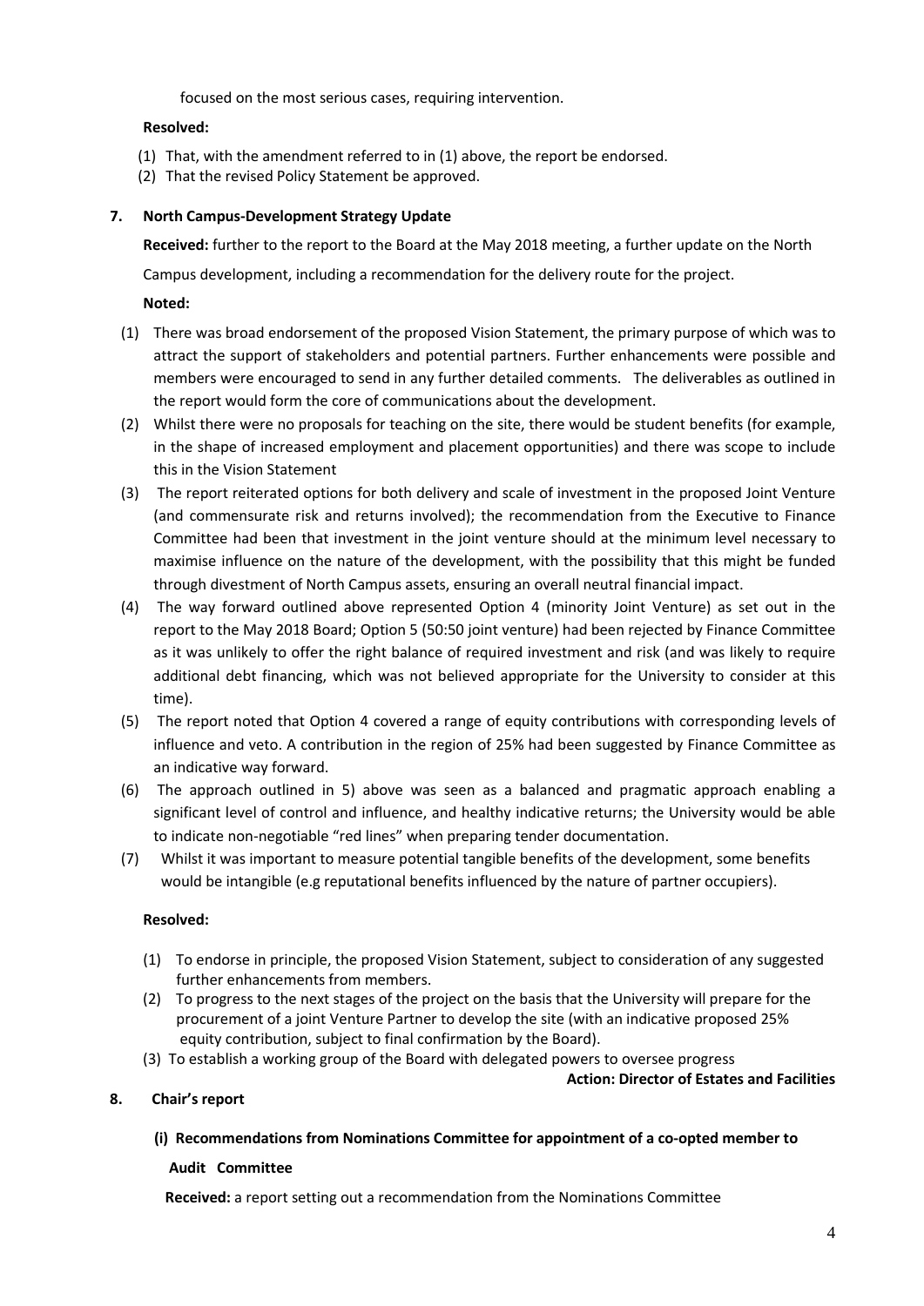focused on the most serious cases, requiring intervention.

**Resolved:**

(1) That, with the amendment referred to in (1) above, the report be endorsed.
(2) That the revised Policy Statement be approved.

**7. North Campus-Development Strategy Update**

**Received:** further to the report to the Board at the May 2018 meeting, a further update on the North Campus development, including a recommendation for the delivery route for the project.

**Noted:**

(1) There was broad endorsement of the proposed Vision Statement, the primary purpose of which was to attract the support of stakeholders and potential partners. Further enhancements were possible and members were encouraged to send in any further detailed comments. The deliverables as outlined in the report would form the core of communications about the development.

(2) Whilst there were no proposals for teaching on the site, there would be student benefits (for example, in the shape of increased employment and placement opportunities) and there was scope to include this in the Vision Statement

(3) The report reiterated options for both delivery and scale of investment in the proposed Joint Venture (and commensurate risk and returns involved); the recommendation from the Executive to Finance Committee had been that investment in the joint venture should at the minimum level necessary to maximise influence on the nature of the development, with the possibility that this might be funded through divestment of North Campus assets, ensuring an overall neutral financial impact.

(4) The way forward outlined above represented Option 4 (minority Joint Venture) as set out in the report to the May 2018 Board; Option 5 (50:50 joint venture) had been rejected by Finance Committee as it was unlikely to offer the right balance of required investment and risk (and was likely to require additional debt financing, which was not believed appropriate for the University to consider at this time).

(5) The report noted that Option 4 covered a range of equity contributions with corresponding levels of influence and veto. A contribution in the region of 25% had been suggested by Finance Committee as an indicative way forward.

(6) The approach outlined in 5) above was seen as a balanced and pragmatic approach enabling a significant level of control and influence, and healthy indicative returns; the University would be able to indicate non-negotiable "red lines" when preparing tender documentation.

(7) Whilst it was important to measure potential tangible benefits of the development, some benefits would be intangible (e.g reputational benefits influenced by the nature of partner occupiers).

**Resolved:**

(1) To endorse in principle, the proposed Vision Statement, subject to consideration of any suggested further enhancements from members.
(2) To progress to the next stages of the project on the basis that the University will prepare for the procurement of a joint Venture Partner to develop the site (with an indicative proposed 25% equity contribution, subject to final confirmation by the Board).
(3) To establish a working group of the Board with delegated powers to oversee progress

**Action: Director of Estates and Facilities**

**8. Chair's report**

**(i) Recommendations from Nominations Committee for appointment of a co-opted member to Audit Committee**

**Received:** a report setting out a recommendation from the Nominations Committee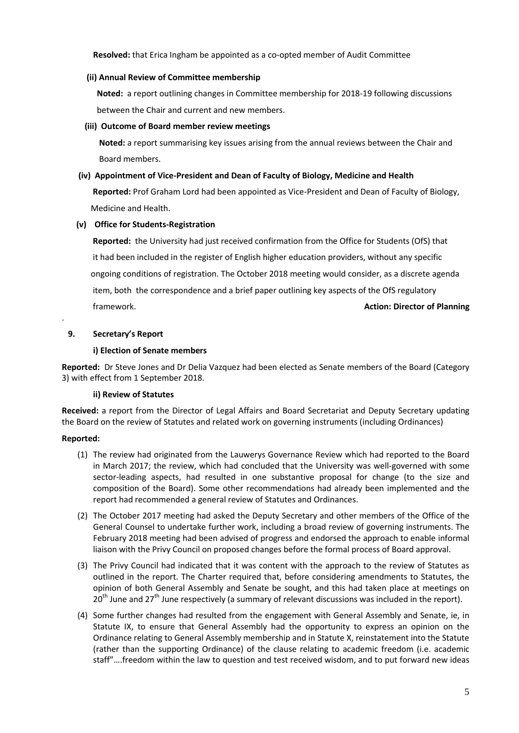**Resolved:** that Erica Ingham be appointed as a co-opted member of Audit Committee

**(ii) Annual Review of Committee membership**

**Noted:** a report outlining changes in Committee membership for 2018-19 following discussions between the Chair and current and new members.

**(iii) Outcome of Board member review meetings**

**Noted:** a report summarising key issues arising from the annual reviews between the Chair and Board members.

**(iv) Appointment of Vice-President and Dean of Faculty of Biology, Medicine and Health**

**Reported:** Prof Graham Lord had been appointed as Vice-President and Dean of Faculty of Biology, Medicine and Health.

**(v) Office for Students-Registration**

**Reported:** the University had just received confirmation from the Office for Students (OfS) that it had been included in the register of English higher education providers, without any specific ongoing conditions of registration. The October 2018 meeting would consider, as a discrete agenda item, both the correspondence and a brief paper outlining key aspects of the OfS regulatory framework. **Action: Director of Planning**

## 9. Secretary's Report

**i) Election of Senate members**

**Reported:** Dr Steve Jones and Dr Delia Vazquez had been elected as Senate members of the Board (Category 3) with effect from 1 September 2018.

**ii) Review of Statutes**

**Received:** a report from the Director of Legal Affairs and Board Secretariat and Deputy Secretary updating the Board on the review of Statutes and related work on governing instruments (including Ordinances)

**Reported:**

(1) The review had originated from the Lauwerys Governance Review which had reported to the Board in March 2017; the review, which had concluded that the University was well-governed with some sector-leading aspects, had resulted in one substantive proposal for change (to the size and composition of the Board). Some other recommendations had already been implemented and the report had recommended a general review of Statutes and Ordinances.

(2) The October 2017 meeting had asked the Deputy Secretary and other members of the Office of the General Counsel to undertake further work, including a broad review of governing instruments. The February 2018 meeting had been advised of progress and endorsed the approach to enable informal liaison with the Privy Council on proposed changes before the formal process of Board approval.

(3) The Privy Council had indicated that it was content with the approach to the review of Statutes as outlined in the report. The Charter required that, before considering amendments to Statutes, the opinion of both General Assembly and Senate be sought, and this had taken place at meetings on 20th June and 27th June respectively (a summary of relevant discussions was included in the report).

(4) Some further changes had resulted from the engagement with General Assembly and Senate, ie, in Statute IX, to ensure that General Assembly had the opportunity to express an opinion on the Ordinance relating to General Assembly membership and in Statute X, reinstatement into the Statute (rather than the supporting Ordinance) of the clause relating to academic freedom (i.e. academic staff"….freedom within the law to question and test received wisdom, and to put forward new ideas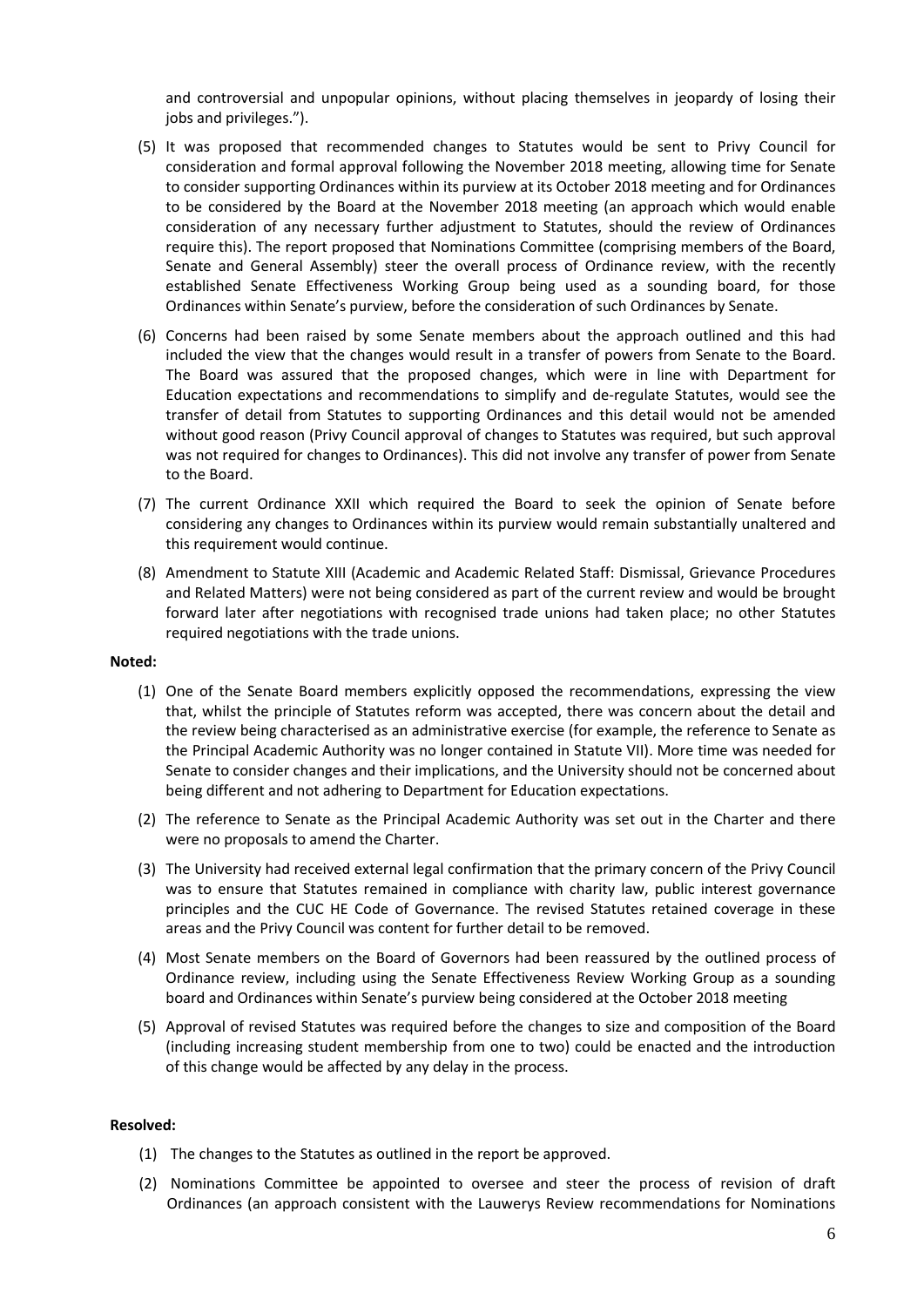and controversial and unpopular opinions, without placing themselves in jeopardy of losing their jobs and privileges.").

(5) It was proposed that recommended changes to Statutes would be sent to Privy Council for consideration and formal approval following the November 2018 meeting, allowing time for Senate to consider supporting Ordinances within its purview at its October 2018 meeting and for Ordinances to be considered by the Board at the November 2018 meeting (an approach which would enable consideration of any necessary further adjustment to Statutes, should the review of Ordinances require this). The report proposed that Nominations Committee (comprising members of the Board, Senate and General Assembly) steer the overall process of Ordinance review, with the recently established Senate Effectiveness Working Group being used as a sounding board, for those Ordinances within Senate's purview, before the consideration of such Ordinances by Senate.

(6) Concerns had been raised by some Senate members about the approach outlined and this had included the view that the changes would result in a transfer of powers from Senate to the Board. The Board was assured that the proposed changes, which were in line with Department for Education expectations and recommendations to simplify and de-regulate Statutes, would see the transfer of detail from Statutes to supporting Ordinances and this detail would not be amended without good reason (Privy Council approval of changes to Statutes was required, but such approval was not required for changes to Ordinances). This did not involve any transfer of power from Senate to the Board.

(7) The current Ordinance XXII which required the Board to seek the opinion of Senate before considering any changes to Ordinances within its purview would remain substantially unaltered and this requirement would continue.

(8) Amendment to Statute XIII (Academic and Academic Related Staff: Dismissal, Grievance Procedures and Related Matters) were not being considered as part of the current review and would be brought forward later after negotiations with recognised trade unions had taken place; no other Statutes required negotiations with the trade unions.

**Noted:**

(1) One of the Senate Board members explicitly opposed the recommendations, expressing the view that, whilst the principle of Statutes reform was accepted, there was concern about the detail and the review being characterised as an administrative exercise (for example, the reference to Senate as the Principal Academic Authority was no longer contained in Statute VII). More time was needed for Senate to consider changes and their implications, and the University should not be concerned about being different and not adhering to Department for Education expectations.

(2) The reference to Senate as the Principal Academic Authority was set out in the Charter and there were no proposals to amend the Charter.

(3) The University had received external legal confirmation that the primary concern of the Privy Council was to ensure that Statutes remained in compliance with charity law, public interest governance principles and the CUC HE Code of Governance. The revised Statutes retained coverage in these areas and the Privy Council was content for further detail to be removed.

(4) Most Senate members on the Board of Governors had been reassured by the outlined process of Ordinance review, including using the Senate Effectiveness Review Working Group as a sounding board and Ordinances within Senate's purview being considered at the October 2018 meeting

(5) Approval of revised Statutes was required before the changes to size and composition of the Board (including increasing student membership from one to two) could be enacted and the introduction of this change would be affected by any delay in the process.

**Resolved:**

(1) The changes to the Statutes as outlined in the report be approved.

(2) Nominations Committee be appointed to oversee and steer the process of revision of draft Ordinances (an approach consistent with the Lauwerys Review recommendations for Nominations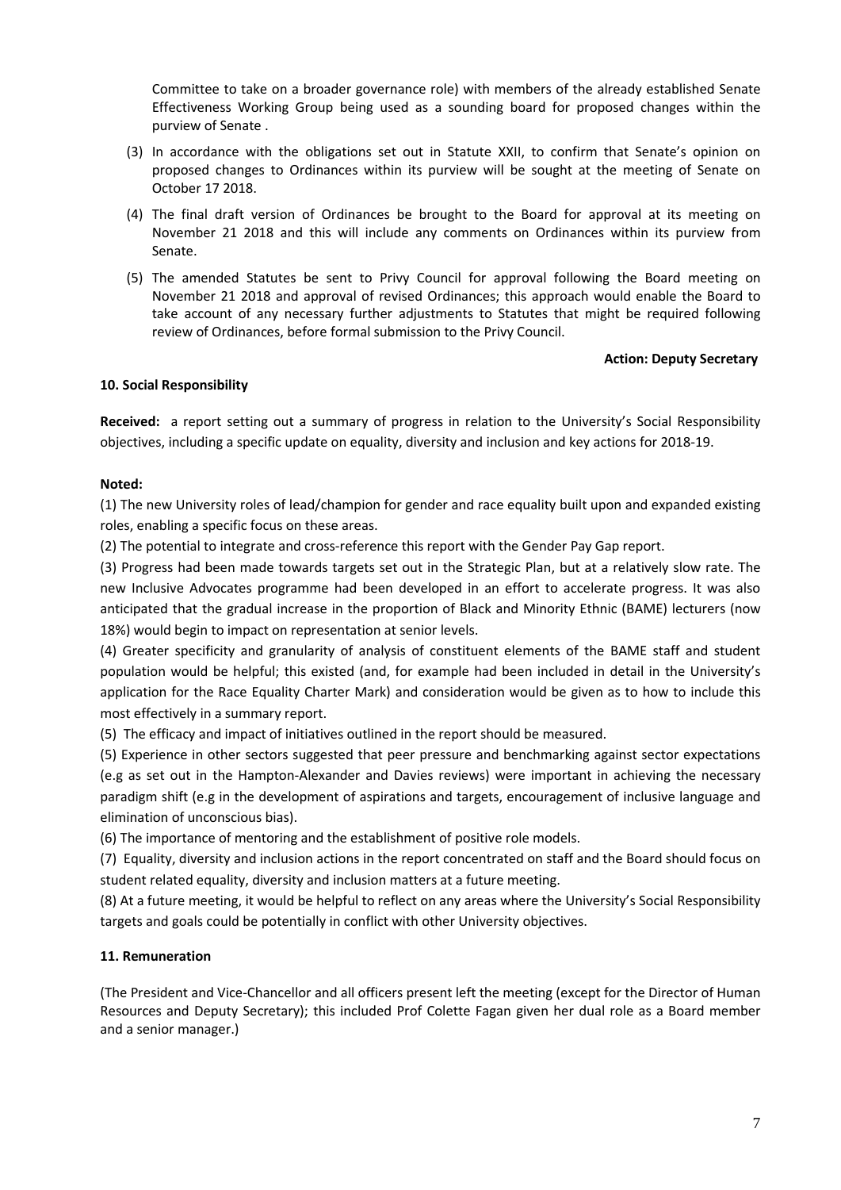Committee to take on a broader governance role) with members of the already established Senate Effectiveness Working Group being used as a sounding board for proposed changes within the purview of Senate .

(3) In accordance with the obligations set out in Statute XXII, to confirm that Senate's opinion on proposed changes to Ordinances within its purview will be sought at the meeting of Senate on October 17 2018.

(4) The final draft version of Ordinances be brought to the Board for approval at its meeting on November 21 2018 and this will include any comments on Ordinances within its purview from Senate.

(5) The amended Statutes be sent to Privy Council for approval following the Board meeting on November 21 2018 and approval of revised Ordinances; this approach would enable the Board to take account of any necessary further adjustments to Statutes that might be required following review of Ordinances, before formal submission to the Privy Council.

**Action: Deputy Secretary**

**10. Social Responsibility**

**Received:** a report setting out a summary of progress in relation to the University's Social Responsibility objectives, including a specific update on equality, diversity and inclusion and key actions for 2018-19.

**Noted:**

(1) The new University roles of lead/champion for gender and race equality built upon and expanded existing roles, enabling a specific focus on these areas.

(2) The potential to integrate and cross-reference this report with the Gender Pay Gap report.

(3) Progress had been made towards targets set out in the Strategic Plan, but at a relatively slow rate. The new Inclusive Advocates programme had been developed in an effort to accelerate progress. It was also anticipated that the gradual increase in the proportion of Black and Minority Ethnic (BAME) lecturers (now 18%) would begin to impact on representation at senior levels.

(4) Greater specificity and granularity of analysis of constituent elements of the BAME staff and student population would be helpful; this existed (and, for example had been included in detail in the University's application for the Race Equality Charter Mark) and consideration would be given as to how to include this most effectively in a summary report.

(5) The efficacy and impact of initiatives outlined in the report should be measured.

(5) Experience in other sectors suggested that peer pressure and benchmarking against sector expectations (e.g as set out in the Hampton-Alexander and Davies reviews) were important in achieving the necessary paradigm shift (e.g in the development of aspirations and targets, encouragement of inclusive language and elimination of unconscious bias).

(6) The importance of mentoring and the establishment of positive role models.

(7) Equality, diversity and inclusion actions in the report concentrated on staff and the Board should focus on student related equality, diversity and inclusion matters at a future meeting.

(8) At a future meeting, it would be helpful to reflect on any areas where the University's Social Responsibility targets and goals could be potentially in conflict with other University objectives.

**11. Remuneration**

(The President and Vice-Chancellor and all officers present left the meeting (except for the Director of Human Resources and Deputy Secretary); this included Prof Colette Fagan given her dual role as a Board member and a senior manager.)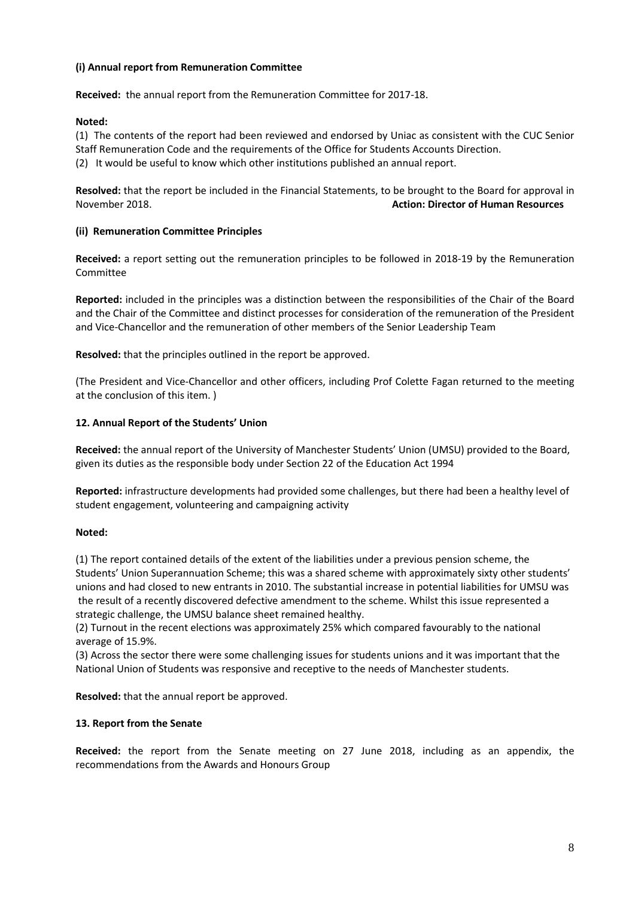**(i) Annual report from Remuneration Committee**

**Received:** the annual report from the Remuneration Committee for 2017-18.

**Noted:**

(1) The contents of the report had been reviewed and endorsed by Uniac as consistent with the CUC Senior Staff Remuneration Code and the requirements of the Office for Students Accounts Direction.
(2) It would be useful to know which other institutions published an annual report.

**Resolved:** that the report be included in the Financial Statements, to be brought to the Board for approval in November 2018. **Action: Director of Human Resources**

**(ii) Remuneration Committee Principles**

**Received:** a report setting out the remuneration principles to be followed in 2018-19 by the Remuneration Committee

**Reported:** included in the principles was a distinction between the responsibilities of the Chair of the Board and the Chair of the Committee and distinct processes for consideration of the remuneration of the President and Vice-Chancellor and the remuneration of other members of the Senior Leadership Team

**Resolved:** that the principles outlined in the report be approved.

(The President and Vice-Chancellor and other officers, including Prof Colette Fagan returned to the meeting at the conclusion of this item. )

**12. Annual Report of the Students' Union**

**Received:** the annual report of the University of Manchester Students' Union (UMSU) provided to the Board, given its duties as the responsible body under Section 22 of the Education Act 1994

**Reported:** infrastructure developments had provided some challenges, but there had been a healthy level of student engagement, volunteering and campaigning activity

**Noted:**

(1) The report contained details of the extent of the liabilities under a previous pension scheme, the Students' Union Superannuation Scheme; this was a shared scheme with approximately sixty other students' unions and had closed to new entrants in 2010. The substantial increase in potential liabilities for UMSU was the result of a recently discovered defective amendment to the scheme. Whilst this issue represented a strategic challenge, the UMSU balance sheet remained healthy.
(2) Turnout in the recent elections was approximately 25% which compared favourably to the national average of 15.9%.
(3) Across the sector there were some challenging issues for students unions and it was important that the National Union of Students was responsive and receptive to the needs of Manchester students.

**Resolved:** that the annual report be approved.

**13. Report from the Senate**

**Received:** the report from the Senate meeting on 27 June 2018, including as an appendix, the recommendations from the Awards and Honours Group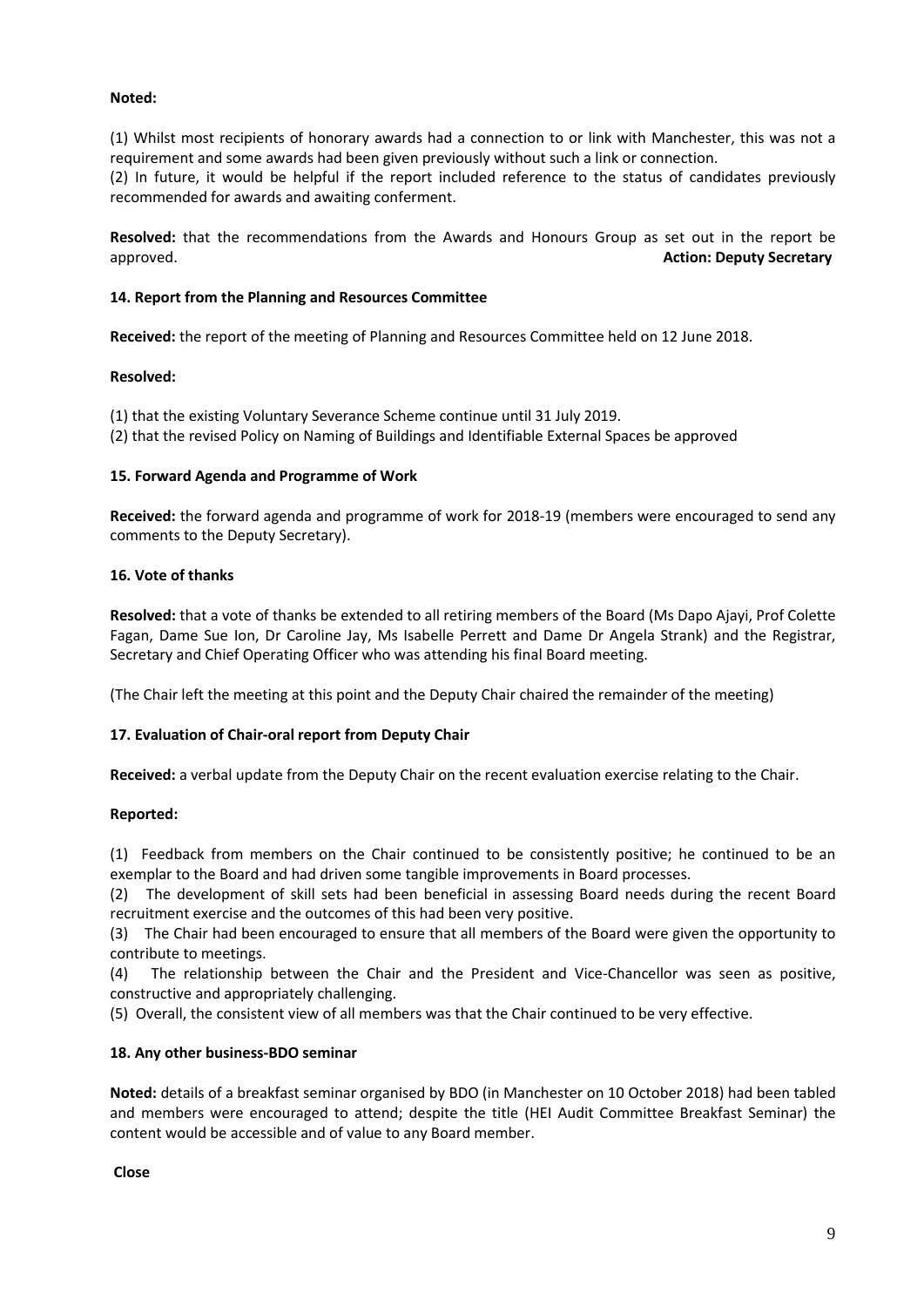**Noted:**

(1) Whilst most recipients of honorary awards had a connection to or link with Manchester, this was not a requirement and some awards had been given previously without such a link or connection.
(2) In future, it would be helpful if the report included reference to the status of candidates previously recommended for awards and awaiting conferment.

**Resolved:** that the recommendations from the Awards and Honours Group as set out in the report be approved. **Action: Deputy Secretary**

### 14. Report from the Planning and Resources Committee

**Received:** the report of the meeting of Planning and Resources Committee held on 12 June 2018.

**Resolved:**

(1) that the existing Voluntary Severance Scheme continue until 31 July 2019.
(2) that the revised Policy on Naming of Buildings and Identifiable External Spaces be approved

### 15. Forward Agenda and Programme of Work

**Received:** the forward agenda and programme of work for 2018-19 (members were encouraged to send any comments to the Deputy Secretary).

### 16. Vote of thanks

**Resolved:** that a vote of thanks be extended to all retiring members of the Board (Ms Dapo Ajayi, Prof Colette Fagan, Dame Sue Ion, Dr Caroline Jay, Ms Isabelle Perrett and Dame Dr Angela Strank) and the Registrar, Secretary and Chief Operating Officer who was attending his final Board meeting.

(The Chair left the meeting at this point and the Deputy Chair chaired the remainder of the meeting)

### 17. Evaluation of Chair-oral report from Deputy Chair

**Received:** a verbal update from the Deputy Chair on the recent evaluation exercise relating to the Chair.

**Reported:**

(1) Feedback from members on the Chair continued to be consistently positive; he continued to be an exemplar to the Board and had driven some tangible improvements in Board processes.
(2) The development of skill sets had been beneficial in assessing Board needs during the recent Board recruitment exercise and the outcomes of this had been very positive.
(3) The Chair had been encouraged to ensure that all members of the Board were given the opportunity to contribute to meetings.
(4) The relationship between the Chair and the President and Vice-Chancellor was seen as positive, constructive and appropriately challenging.
(5) Overall, the consistent view of all members was that the Chair continued to be very effective.

### 18. Any other business-BDO seminar

**Noted:** details of a breakfast seminar organised by BDO (in Manchester on 10 October 2018) had been tabled and members were encouraged to attend; despite the title (HEI Audit Committee Breakfast Seminar) the content would be accessible and of value to any Board member.

**Close**